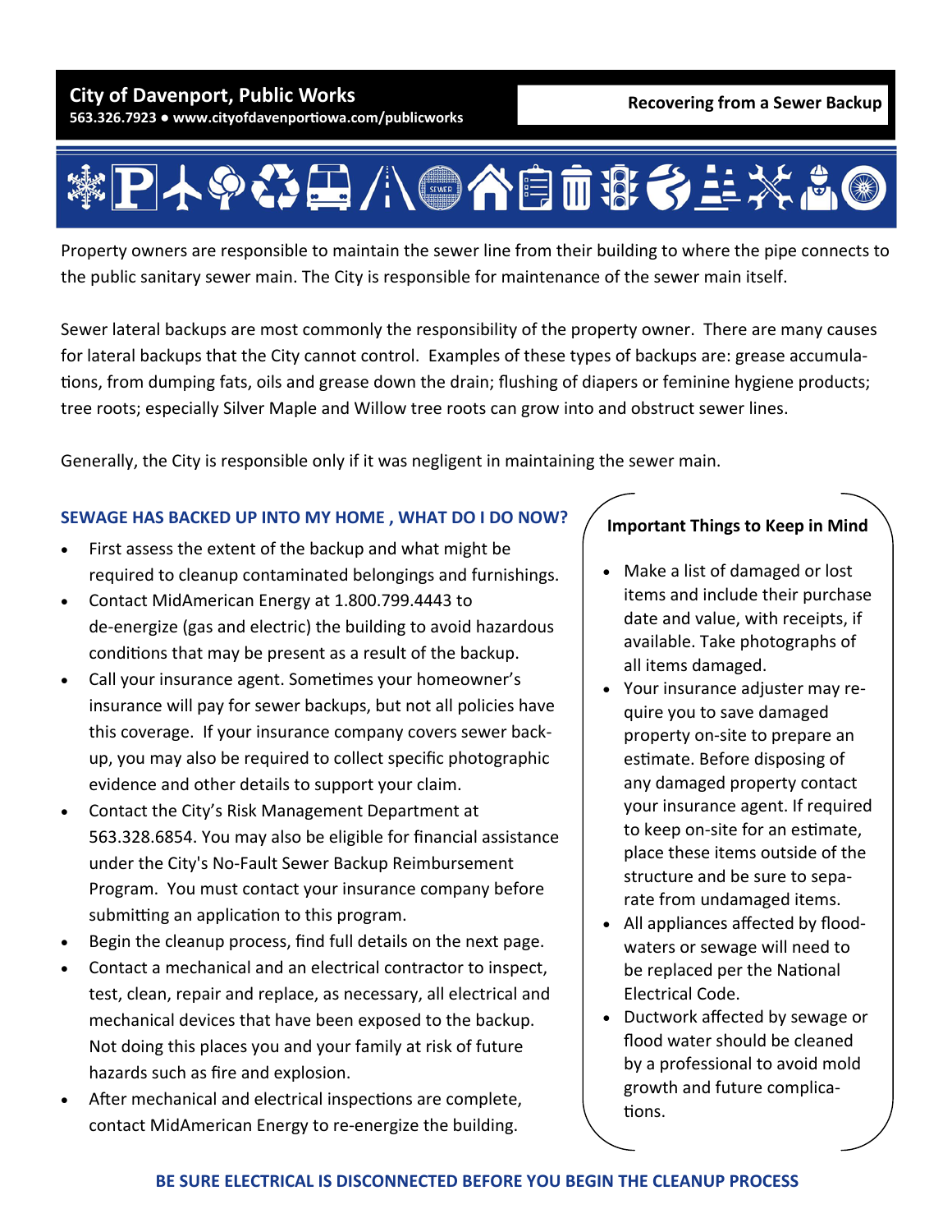# City of Davenport, Public Works

**563.326.7923 ● www.cityofdavenportiowa.com/publicworks**

## Recovering from a Sewer Backup

Property owners are responsible to maintain the sewer line from their building to where the pipe connects to the public sanitary sewer main. The City is responsible for maintenance of the sewer main itself.

Sewer lateral backups are most commonly the responsibility of the property owner. There are many causes for lateral backups that the City cannot control. Examples of these types of backups are: grease accumulations, from dumping fats, oils and grease down the drain; flushing of diapers or feminine hygiene products; tree roots; especially Silver Maple and Willow tree roots can grow into and obstruct sewer lines.

Generally, the City is responsible only if it was negligent in maintaining the sewer main.

### SEWAGE HAS BACKED UP INTO MY HOME , WHAT DO I DO NOW?

- First assess the extent of the backup and what might be required to cleanup contaminated belongings and furnishings.
- Contact MidAmerican Energy at 1.800.799.4443 to de-energize (gas and electric) the building to avoid hazardous conditions that may be present as a result of the backup.
- Call your insurance agent. Sometimes your homeowner's insurance will pay for sewer backups, but not all policies have this coverage. If your insurance company covers sewer backup, you may also be required to collect specific photographic evidence and other details to support your claim.
- Contact the City's Risk Management Department at 563.328.6854. You may also be eligible for financial assistance under the City's No-Fault Sewer Backup Reimbursement Program. You must contact your insurance company before submitting an application to this program.
- Begin the cleanup process, find full details on the next page.
- Contact a mechanical and an electrical contractor to inspect, test, clean, repair and replace, as necessary, all electrical and mechanical devices that have been exposed to the backup. Not doing this places you and your family at risk of future hazards such as fire and explosion.
- After mechanical and electrical inspections are complete, contact MidAmerican Energy to re-energize the building.

### Important Things to Keep in Mind

- Make a list of damaged or lost items and include their purchase date and value, with receipts, if available. Take photographs of all items damaged.
- Your insurance adjuster may require you to save damaged property on-site to prepare an estimate. Before disposing of any damaged property contact your insurance agent. If required to keep on-site for an estimate, place these items outside of the structure and be sure to separate from undamaged items.
- All appliances affected by floodwaters or sewage will need to be replaced per the National Electrical Code.
- Ductwork affected by sewage or flood water should be cleaned by a professional to avoid mold growth and future complications.

**BE SURE ELECTRICAL IS DISCONNECTED BEFORE YOU BEGIN THE CLEANUP PROCESS**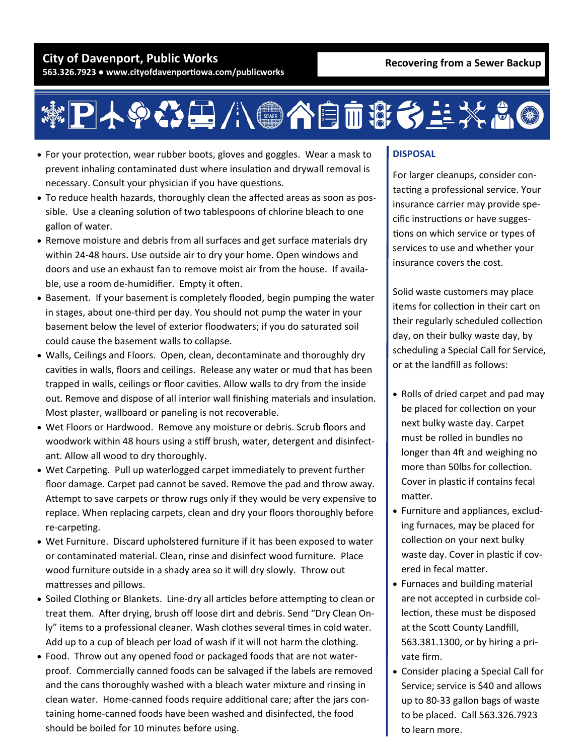# City of Davenport, Public Works

**563.326.7923 • www.cityofdavenportiowa.com/publicworks**

**Recovering from a Sewer Backup**

- For your protection, wear rubber boots, gloves and goggles. Wear a mask to prevent inhaling contaminated dust where insulation and drywall removal is necessary. Consult your physician if you have questions.
- To reduce health hazards, thoroughly clean the affected areas as soon as possible. Use a cleaning solution of two tablespoons of chlorine bleach to one gallon of water.
- Remove moisture and debris from all surfaces and get surface materials dry within 24-48 hours. Use outside air to dry your home. Open windows and doors and use an exhaust fan to remove moist air from the house. If available, use a room de-humidifier. Empty it often.
- Basement. If your basement is completely flooded, begin pumping the water in stages, about one-third per day. You should not pump the water in your basement below the level of exterior floodwaters; if you do saturated soil could cause the basement walls to collapse.
- Walls, Ceilings and Floors. Open, clean, decontaminate and thoroughly dry cavities in walls, floors and ceilings. Release any water or mud that has been trapped in walls, ceilings or floor cavities. Allow walls to dry from the inside out. Remove and dispose of all interior wall finishing materials and insulation. Most plaster, wallboard or paneling is not recoverable.
- Wet Floors or Hardwood. Remove any moisture or debris. Scrub floors and woodwork within 48 hours using a stiff brush, water, detergent and disinfectant. Allow all wood to dry thoroughly.
- Wet Carpeting. Pull up waterlogged carpet immediately to prevent further floor damage. Carpet pad cannot be saved. Remove the pad and throw away. Attempt to save carpets or throw rugs only if they would be very expensive to replace. When replacing carpets, clean and dry your floors thoroughly before re-carpeting.
- Wet Furniture. Discard upholstered furniture if it has been exposed to water or contaminated material. Clean, rinse and disinfect wood furniture. Place wood furniture outside in a shady area so it will dry slowly. Throw out mattresses and pillows.
- Soiled Clothing or Blankets. Line-dry all articles before attempting to clean or treat them. After drying, brush off loose dirt and debris. Send "Dry Clean Only" items to a professional cleaner. Wash clothes several times in cold water. Add up to a cup of bleach per load of wash if it will not harm the clothing.
- Food. Throw out any opened food or packaged foods that are not waterproof. Commercially canned foods can be salvaged if the labels are removed and the cans thoroughly washed with a bleach water mixture and rinsing in clean water. Home-canned foods require additional care; after the jars containing home-canned foods have been washed and disinfected, the food should be boiled for 10 minutes before using.

## DISPOSAL

For larger cleanups, consider contacting a professional service. Your insurance carrier may provide specific instructions or have suggestions on which service or types of services to use and whether your insurance covers the cost.

Solid waste customers may place items for collection in their cart on their regularly scheduled collection day, on their bulky waste day, by scheduling a Special Call for Service, or at the landfill as follows:

- Rolls of dried carpet and pad may be placed for collection on your next bulky waste day. Carpet must be rolled in bundles no longer than 4ft and weighing no more than 50lbs for collection. Cover in plastic if contains fecal matter.
- Furniture and appliances, excluding furnaces, may be placed for collection on your next bulky waste day. Cover in plastic if covered in fecal matter.
- Furnaces and building material are not accepted in curbside collection, these must be disposed at the Scott County Landfill, 563.381.1300, or by hiring a private firm.
- Consider placing a Special Call for Service; service is $40 and allows up to 80-33 gallon bags of waste to be placed. Call 563.326.7923 to learn more.